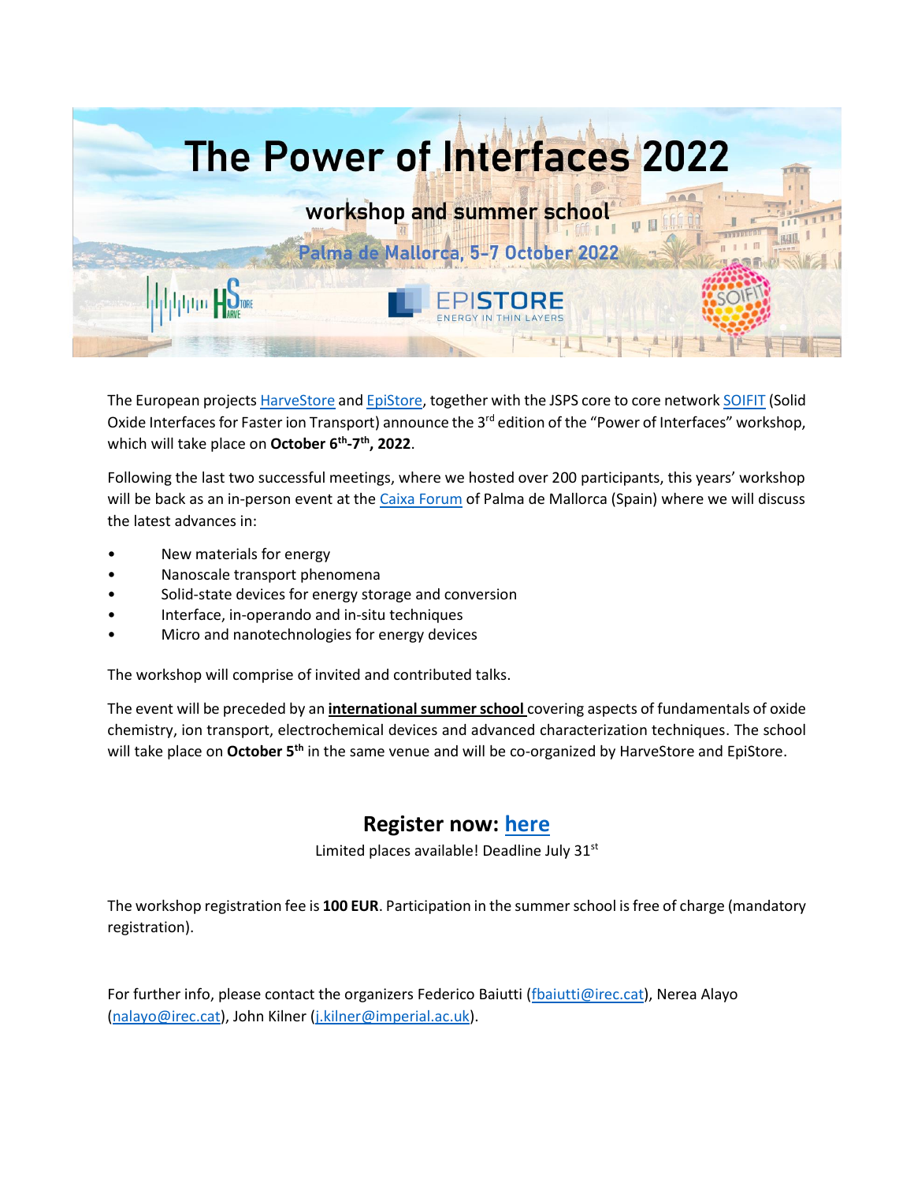# The Power of Interfaces 2022

## workshop and summer school

### Palma de Mallorca, 5-7 October 2022

The European projects HarveStore and EpiStore, together with the JSPS core to core network SOIFIT (Solid Oxide Interfaces for Faster ion Transport) announce the 3rd edition of the “Power of Interfaces” workshop, which will take place on **October 6th-7th, 2022**.

Following the last two successful meetings, where we hosted over 200 participants, this years’ workshop will be back as an in-person event at the Caixa Forum of Palma de Mallorca (Spain) where we will discuss the latest advances in:

- New materials for energy
- Nanoscale transport phenomena
- Solid-state devices for energy storage and conversion
- Interface, in-operando and in-situ techniques
- Micro and nanotechnologies for energy devices

The workshop will comprise of invited and contributed talks.

The event will be preceded by an **international summer school** covering aspects of fundamentals of oxide chemistry, ion transport, electrochemical devices and advanced characterization techniques. The school will take place on **October 5th** in the same venue and will be co-organized by HarveStore and EpiStore.

## Register now: here

Limited places available! Deadline July 31st

The workshop registration fee is **100 EUR**. Participation in the summer school is free of charge (mandatory registration).

For further info, please contact the organizers Federico Baiutti (fbaiutti@irec.cat), Nerea Alayo (nalayo@irec.cat), John Kilner (j.kilner@imperial.ac.uk).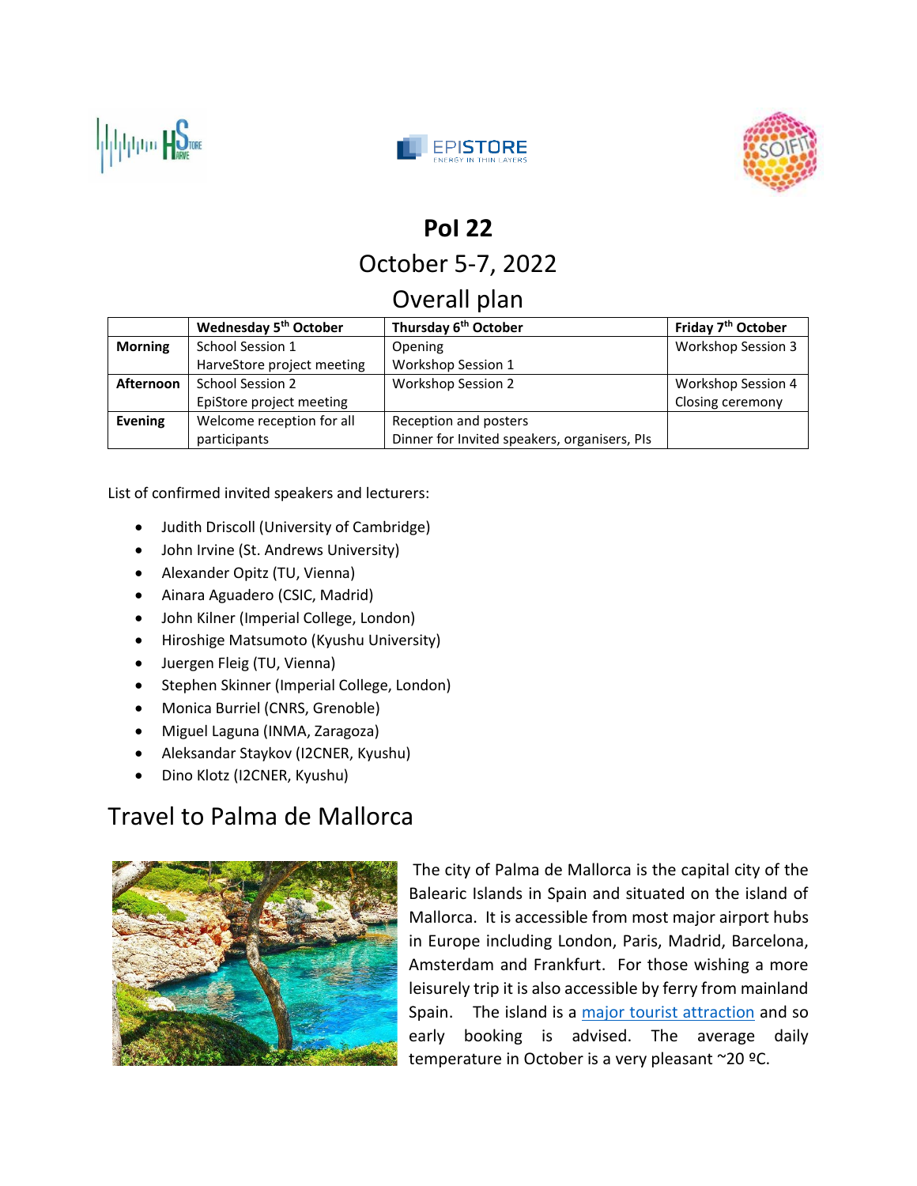# PoI 22

## October 5-7, 2022

## Overall plan

| | Wednesday 5th October | Thursday 6th October | Friday 7th October |
|---|---|---|---|
| **Morning** | School Session 1<br>HarveStore project meeting | Opening<br>Workshop Session 1 | Workshop Session 3 |
| **Afternoon** | School Session 2<br>EpiStore project meeting | Workshop Session 2 | Workshop Session 4<br>Closing ceremony |
| **Evening** | Welcome reception for all participants | Reception and posters<br>Dinner for Invited speakers, organisers, PIs | |

List of confirmed invited speakers and lecturers:

- Judith Driscoll (University of Cambridge)
- John Irvine (St. Andrews University)
- Alexander Opitz (TU, Vienna)
- Ainara Aguadero (CSIC, Madrid)
- John Kilner (Imperial College, London)
- Hiroshige Matsumoto (Kyushu University)
- Juergen Fleig (TU, Vienna)
- Stephen Skinner (Imperial College, London)
- Monica Burriel (CNRS, Grenoble)
- Miguel Laguna (INMA, Zaragoza)
- Aleksandar Staykov (I2CNER, Kyushu)
- Dino Klotz (I2CNER, Kyushu)

## Travel to Palma de Mallorca

The city of Palma de Mallorca is the capital city of the Balearic Islands in Spain and situated on the island of Mallorca. It is accessible from most major airport hubs in Europe including London, Paris, Madrid, Barcelona, Amsterdam and Frankfurt. For those wishing a more leisurely trip it is also accessible by ferry from mainland Spain. The island is a major tourist attraction and so early booking is advised. The average daily temperature in October is a very pleasant ~20 ºC.